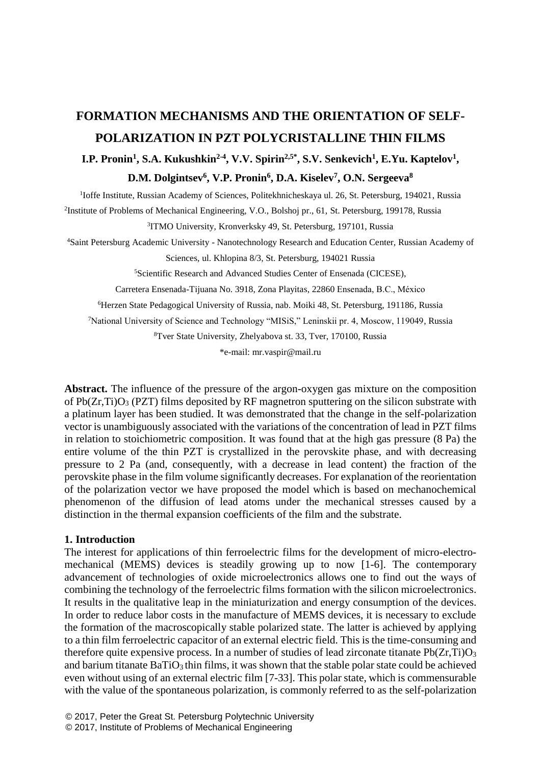# FORMATION MECHANISMS AND THE ORIENTATION OF SELF-POLARIZATION IN PZT POLYCRISTALLINE THIN FILMS

**I.P. Pronin[1], S.A. Kukushkin[2-4], V.V. Spirin[2,5*], S.V. Senkevich[1], E.Yu. Kaptelov[1], D.M. Dolgintsev[6], V.P. Pronin[6], D.A. Kiselev[7], O.N. Sergeeva[8]**

[1]Ioffe Institute, Russian Academy of Sciences, Politekhnicheskaya ul. 26, St. Petersburg, 194021, Russia

[2]Institute of Problems of Mechanical Engineering, V.O., Bolshoj pr., 61, St. Petersburg, 199178, Russia

[3]ITMO University, Kronverksky 49, St. Petersburg, 197101, Russia

[4]Saint Petersburg Academic University - Nanotechnology Research and Education Center, Russian Academy of Sciences, ul. Khlopina 8/3, St. Petersburg, 194021 Russia

[5]Scientific Research and Advanced Studies Center of Ensenada (CICESE), Carretera Ensenada-Tijuana No. 3918, Zona Playitas, 22860 Ensenada, B.C., México

[6]Herzen State Pedagogical University of Russia, nab. Moiki 48, St. Petersburg, 191186, Russia

[7]National University of Science and Technology "MISiS," Leninskii pr. 4, Moscow, 119049, Russia

[8]Tver State University, Zhelyabova st. 33, Tver, 170100, Russia

*e-mail: mr.vaspir@mail.ru

**Abstract.** The influence of the pressure of the argon-oxygen gas mixture on the composition of $Pb(Zr,Ti)O_3$ (PZT) films deposited by RF magnetron sputtering on the silicon substrate with a platinum layer has been studied. It was demonstrated that the change in the self-polarization vector is unambiguously associated with the variations of the concentration of lead in PZT films in relation to stoichiometric composition. It was found that at the high gas pressure (8 Pa) the entire volume of the thin PZT is crystallized in the perovskite phase, and with decreasing pressure to 2 Pa (and, consequently, with a decrease in lead content) the fraction of the perovskite phase in the film volume significantly decreases. For explanation of the reorientation of the polarization vector we have proposed the model which is based on mechanochemical phenomenon of the diffusion of lead atoms under the mechanical stresses caused by a distinction in the thermal expansion coefficients of the film and the substrate.

## 1. Introduction

The interest for applications of thin ferroelectric films for the development of micro-electro-mechanical (MEMS) devices is steadily growing up to now [1-6]. The contemporary advancement of technologies of oxide microelectronics allows one to find out the ways of combining the technology of the ferroelectric films formation with the silicon microelectronics. It results in the qualitative leap in the miniaturization and energy consumption of the devices. In order to reduce labor costs in the manufacture of MEMS devices, it is necessary to exclude the formation of the macroscopically stable polarized state. The latter is achieved by applying to a thin film ferroelectric capacitor of an external electric field. This is the time-consuming and therefore quite expensive process. In a number of studies of lead zirconate titanate $Pb(Zr,Ti)O_3$ and barium titanate $BaTiO_3$ thin films, it was shown that the stable polar state could be achieved even without using of an external electric film [7-33]. This polar state, which is commensurable with the value of the spontaneous polarization, is commonly referred to as the self-polarization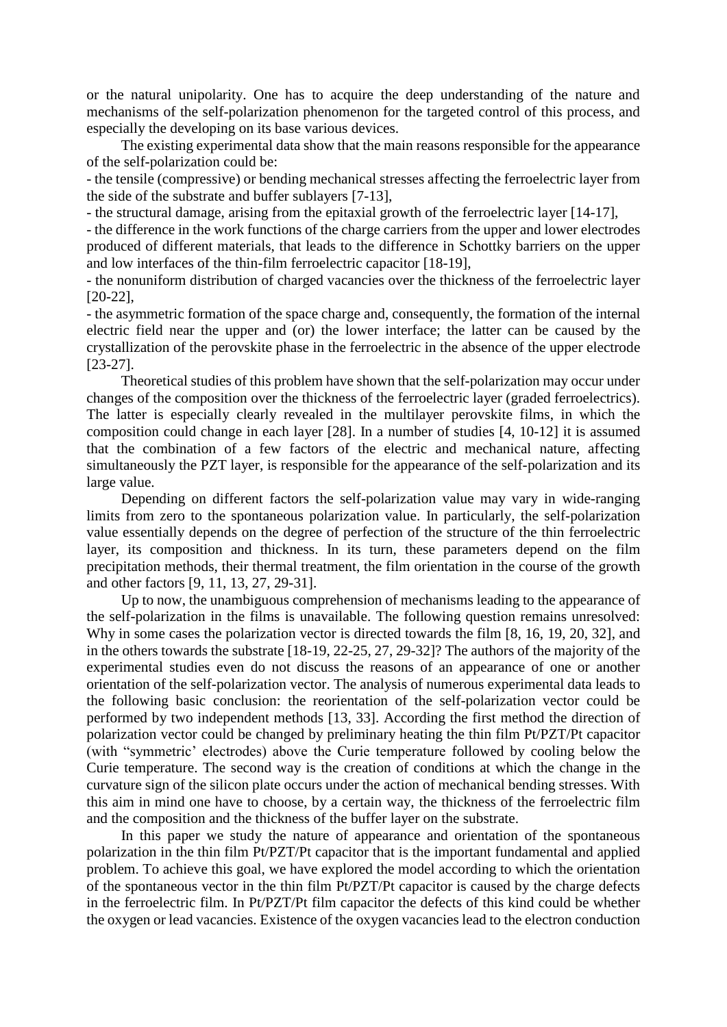or the natural unipolarity. One has to acquire the deep understanding of the nature and mechanisms of the self-polarization phenomenon for the targeted control of this process, and especially the developing on its base various devices.

The existing experimental data show that the main reasons responsible for the appearance of the self-polarization could be:

- the tensile (compressive) or bending mechanical stresses affecting the ferroelectric layer from the side of the substrate and buffer sublayers [7-13],
- the structural damage, arising from the epitaxial growth of the ferroelectric layer [14-17],
- the difference in the work functions of the charge carriers from the upper and lower electrodes produced of different materials, that leads to the difference in Schottky barriers on the upper and low interfaces of the thin-film ferroelectric capacitor [18-19],
- the nonuniform distribution of charged vacancies over the thickness of the ferroelectric layer [20-22],
- the asymmetric formation of the space charge and, consequently, the formation of the internal electric field near the upper and (or) the lower interface; the latter can be caused by the crystallization of the perovskite phase in the ferroelectric in the absence of the upper electrode [23-27].

Theoretical studies of this problem have shown that the self-polarization may occur under changes of the composition over the thickness of the ferroelectric layer (graded ferroelectrics). The latter is especially clearly revealed in the multilayer perovskite films, in which the composition could change in each layer [28]. In a number of studies [4, 10-12] it is assumed that the combination of a few factors of the electric and mechanical nature, affecting simultaneously the PZT layer, is responsible for the appearance of the self-polarization and its large value.

Depending on different factors the self-polarization value may vary in wide-ranging limits from zero to the spontaneous polarization value. In particularly, the self-polarization value essentially depends on the degree of perfection of the structure of the thin ferroelectric layer, its composition and thickness. In its turn, these parameters depend on the film precipitation methods, their thermal treatment, the film orientation in the course of the growth and other factors [9, 11, 13, 27, 29-31].

Up to now, the unambiguous comprehension of mechanisms leading to the appearance of the self-polarization in the films is unavailable. The following question remains unresolved: Why in some cases the polarization vector is directed towards the film [8, 16, 19, 20, 32], and in the others towards the substrate [18-19, 22-25, 27, 29-32]? The authors of the majority of the experimental studies even do not discuss the reasons of an appearance of one or another orientation of the self-polarization vector. The analysis of numerous experimental data leads to the following basic conclusion: the reorientation of the self-polarization vector could be performed by two independent methods [13, 33]. According the first method the direction of polarization vector could be changed by preliminary heating the thin film Pt/PZT/Pt capacitor (with "symmetric' electrodes) above the Curie temperature followed by cooling below the Curie temperature. The second way is the creation of conditions at which the change in the curvature sign of the silicon plate occurs under the action of mechanical bending stresses. With this aim in mind one have to choose, by a certain way, the thickness of the ferroelectric film and the composition and the thickness of the buffer layer on the substrate.

In this paper we study the nature of appearance and orientation of the spontaneous polarization in the thin film Pt/PZT/Pt capacitor that is the important fundamental and applied problem. To achieve this goal, we have explored the model according to which the orientation of the spontaneous vector in the thin film Pt/PZT/Pt capacitor is caused by the charge defects in the ferroelectric film. In Pt/PZT/Pt film capacitor the defects of this kind could be whether the oxygen or lead vacancies. Existence of the oxygen vacancies lead to the electron conduction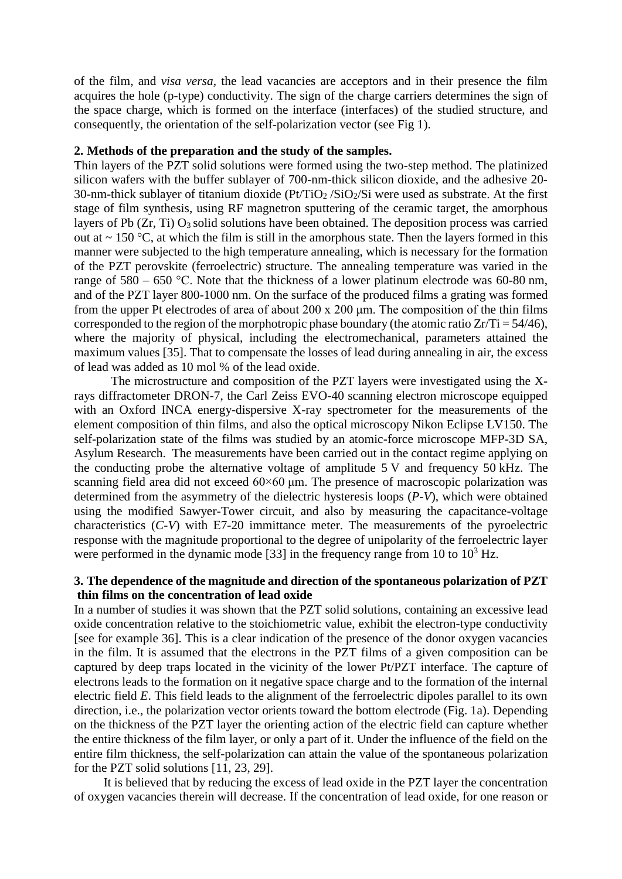of the film, and *visa versa*, the lead vacancies are acceptors and in their presence the film acquires the hole (p-type) conductivity. The sign of the charge carriers determines the sign of the space charge, which is formed on the interface (interfaces) of the studied structure, and consequently, the orientation of the self-polarization vector (see Fig 1).

## 2. Methods of the preparation and the study of the samples.

Thin layers of the PZT solid solutions were formed using the two-step method. The platinized silicon wafers with the buffer sublayer of 700-nm-thick silicon dioxide, and the adhesive 20-30-nm-thick sublayer of titanium dioxide ($Pt/TiO_2/SiO_2/Si$ were used as substrate. At the first stage of film synthesis, using RF magnetron sputtering of the ceramic target, the amorphous layers of Pb (Zr, Ti) $O_3$ solid solutions have been obtained. The deposition process was carried out at ~ 150 °C, at which the film is still in the amorphous state. Then the layers formed in this manner were subjected to the high temperature annealing, which is necessary for the formation of the PZT perovskite (ferroelectric) structure. The annealing temperature was varied in the range of 580 – 650 °C. Note that the thickness of a lower platinum electrode was 60-80 nm, and of the PZT layer 800-1000 nm. On the surface of the produced films a grating was formed from the upper Pt electrodes of area of about 200 x 200 μm. The composition of the thin films corresponded to the region of the morphotropic phase boundary (the atomic ratio Zr/Ti = 54/46), where the majority of physical, including the electromechanical, parameters attained the maximum values [35]. That to compensate the losses of lead during annealing in air, the excess of lead was added as 10 mol % of the lead oxide.

The microstructure and composition of the PZT layers were investigated using the X-rays diffractometer DRON-7, the Carl Zeiss EVO-40 scanning electron microscope equipped with an Oxford INCA energy-dispersive X-ray spectrometer for the measurements of the element composition of thin films, and also the optical microscopy Nikon Eclipse LV150. The self-polarization state of the films was studied by an atomic-force microscope MFP-3D SA, Asylum Research. The measurements have been carried out in the contact regime applying on the conducting probe the alternative voltage of amplitude 5 V and frequency 50 kHz. The scanning field area did not exceed 60×60 μm. The presence of macroscopic polarization was determined from the asymmetry of the dielectric hysteresis loops (*P-V*), which were obtained using the modified Sawyer-Tower circuit, and also by measuring the capacitance-voltage characteristics (*C-V*) with E7-20 immittance meter. The measurements of the pyroelectric response with the magnitude proportional to the degree of unipolarity of the ferroelectric layer were performed in the dynamic mode [33] in the frequency range from 10 to $10^3$ Hz.

## 3. The dependence of the magnitude and direction of the spontaneous polarization of PZT thin films on the concentration of lead oxide

In a number of studies it was shown that the PZT solid solutions, containing an excessive lead oxide concentration relative to the stoichiometric value, exhibit the electron-type conductivity [see for example 36]. This is a clear indication of the presence of the donor oxygen vacancies in the film. It is assumed that the electrons in the PZT films of a given composition can be captured by deep traps located in the vicinity of the lower Pt/PZT interface. The capture of electrons leads to the formation on it negative space charge and to the formation of the internal electric field *E*. This field leads to the alignment of the ferroelectric dipoles parallel to its own direction, i.e., the polarization vector orients toward the bottom electrode (Fig. 1a). Depending on the thickness of the PZT layer the orienting action of the electric field can capture whether the entire thickness of the film layer, or only a part of it. Under the influence of the field on the entire film thickness, the self-polarization can attain the value of the spontaneous polarization for the PZT solid solutions [11, 23, 29].

It is believed that by reducing the excess of lead oxide in the PZT layer the concentration of oxygen vacancies therein will decrease. If the concentration of lead oxide, for one reason or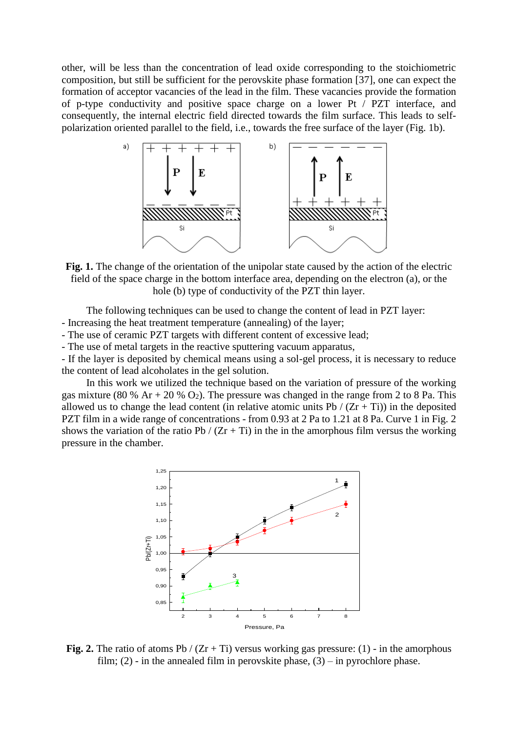other, will be less than the concentration of lead oxide corresponding to the stoichiometric composition, but still be sufficient for the perovskite phase formation [37], one can expect the formation of acceptor vacancies of the lead in the film. These vacancies provide the formation of p-type conductivity and positive space charge on a lower Pt / PZT interface, and consequently, the internal electric field directed towards the film surface. This leads to self-polarization oriented parallel to the field, i.e., towards the free surface of the layer (Fig. 1b).

**Fig. 1.** The change of the orientation of the unipolar state caused by the action of the electric field of the space charge in the bottom interface area, depending on the electron (a), or the hole (b) type of conductivity of the PZT thin layer.

The following techniques can be used to change the content of lead in PZT layer:

- Increasing the heat treatment temperature (annealing) of the layer;
- The use of ceramic PZT targets with different content of excessive lead;
- The use of metal targets in the reactive sputtering vacuum apparatus,
- If the layer is deposited by chemical means using a sol-gel process, it is necessary to reduce the content of lead alcoholates in the gel solution.

In this work we utilized the technique based on the variation of pressure of the working gas mixture (80 % Ar + 20 % $O_2$). The pressure was changed in the range from 2 to 8 Pa. This allowed us to change the lead content (in relative atomic units Pb / (Zr + Ti)) in the deposited PZT film in a wide range of concentrations - from 0.93 at 2 Pa to 1.21 at 8 Pa. Curve 1 in Fig. 2 shows the variation of the ratio Pb / (Zr + Ti) in the in the amorphous film versus the working pressure in the chamber.

**Fig. 2.** The ratio of atoms Pb / (Zr + Ti) versus working gas pressure: (1) - in the amorphous film; (2) - in the annealed film in perovskite phase, (3) – in pyrochlore phase.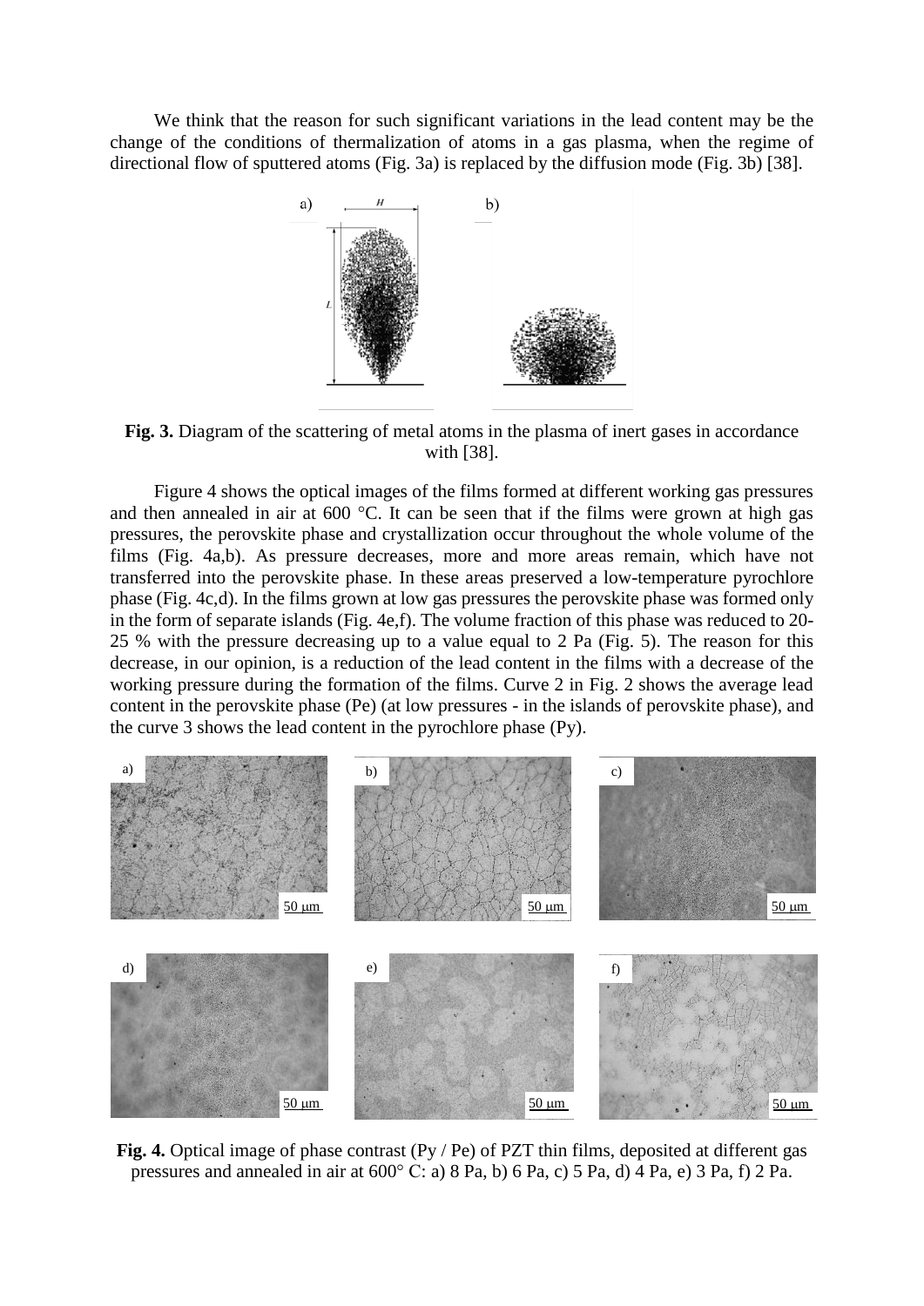We think that the reason for such significant variations in the lead content may be the change of the conditions of thermalization of atoms in a gas plasma, when the regime of directional flow of sputtered atoms (Fig. 3a) is replaced by the diffusion mode (Fig. 3b) [38].

**Fig. 3.** Diagram of the scattering of metal atoms in the plasma of inert gases in accordance with [38].

Figure 4 shows the optical images of the films formed at different working gas pressures and then annealed in air at 600 °C. It can be seen that if the films were grown at high gas pressures, the perovskite phase and crystallization occur throughout the whole volume of the films (Fig. 4a,b). As pressure decreases, more and more areas remain, which have not transferred into the perovskite phase. In these areas preserved a low-temperature pyrochlore phase (Fig. 4c,d). In the films grown at low gas pressures the perovskite phase was formed only in the form of separate islands (Fig. 4e,f). The volume fraction of this phase was reduced to 20-25 % with the pressure decreasing up to a value equal to 2 Pa (Fig. 5). The reason for this decrease, in our opinion, is a reduction of the lead content in the films with a decrease of the working pressure during the formation of the films. Curve 2 in Fig. 2 shows the average lead content in the perovskite phase (Pe) (at low pressures - in the islands of perovskite phase), and the curve 3 shows the lead content in the pyrochlore phase (Py).

**Fig. 4.** Optical image of phase contrast (Py / Pe) of PZT thin films, deposited at different gas pressures and annealed in air at 600° C: a) 8 Pa, b) 6 Pa, c) 5 Pa, d) 4 Pa, e) 3 Pa, f) 2 Pa.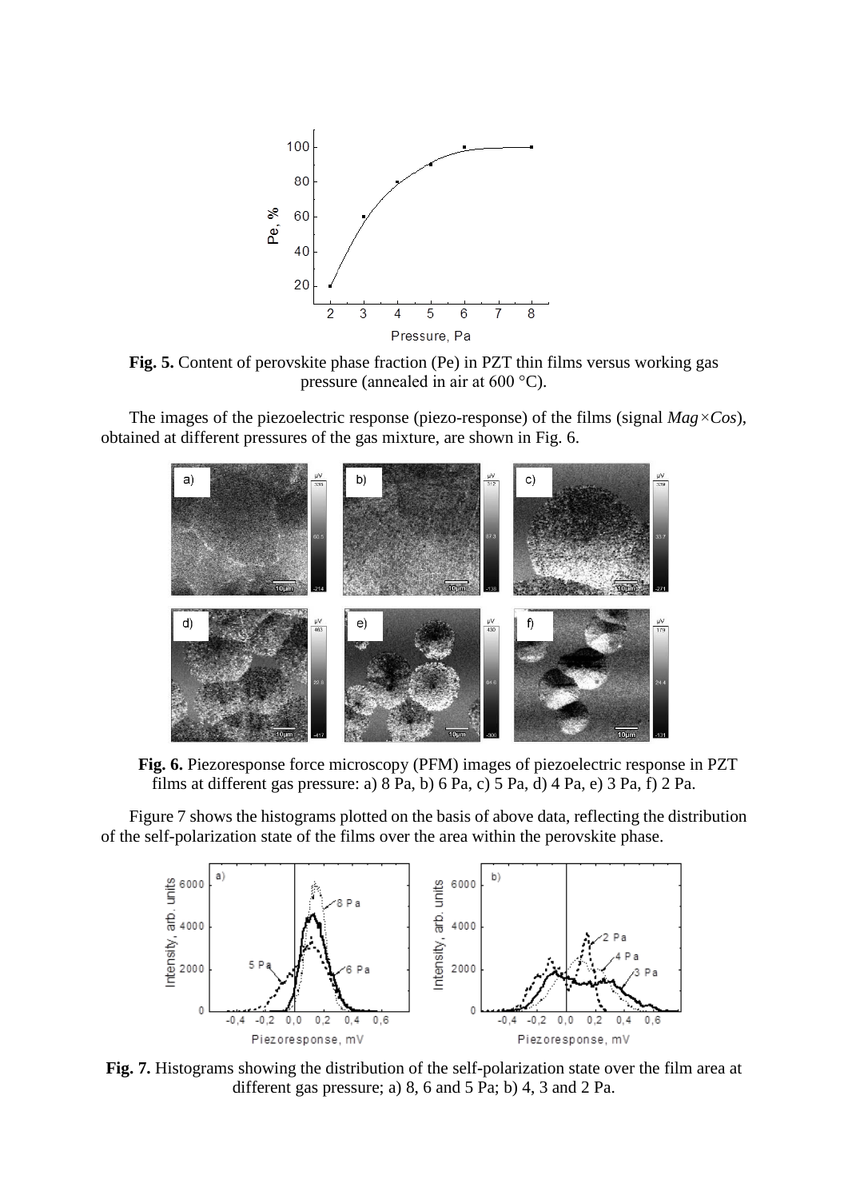**Fig. 5.** Content of perovskite phase fraction (Pe) in PZT thin films versus working gas pressure (annealed in air at 600 °C).

The images of the piezoelectric response (piezo-response) of the films (signal *Mag×Cos*), obtained at different pressures of the gas mixture, are shown in Fig. 6.

**Fig. 6.** Piezoresponse force microscopy (PFM) images of piezoelectric response in PZT films at different gas pressure: a) 8 Pa, b) 6 Pa, c) 5 Pa, d) 4 Pa, e) 3 Pa, f) 2 Pa.

Figure 7 shows the histograms plotted on the basis of above data, reflecting the distribution of the self-polarization state of the films over the area within the perovskite phase.

**Fig. 7.** Histograms showing the distribution of the self-polarization state over the film area at different gas pressure; a) 8, 6 and 5 Pa; b) 4, 3 and 2 Pa.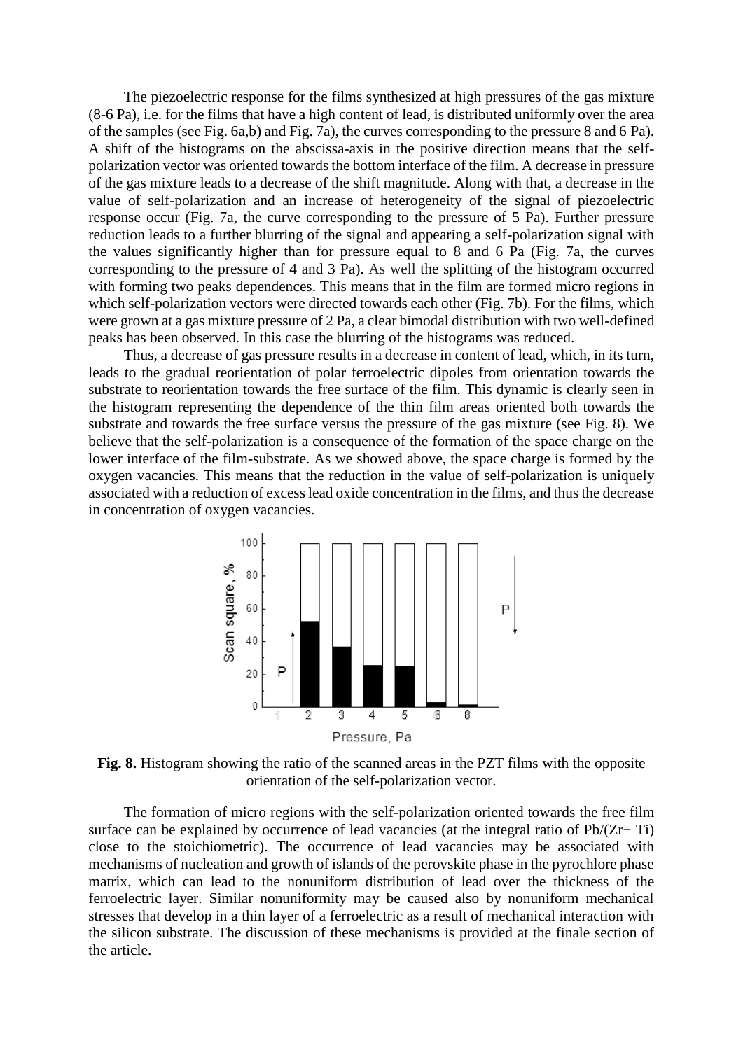The piezoelectric response for the films synthesized at high pressures of the gas mixture (8-6 Pa), i.e. for the films that have a high content of lead, is distributed uniformly over the area of the samples (see Fig. 6a,b) and Fig. 7a), the curves corresponding to the pressure 8 and 6 Pa). A shift of the histograms on the abscissa-axis in the positive direction means that the self-polarization vector was oriented towards the bottom interface of the film. A decrease in pressure of the gas mixture leads to a decrease of the shift magnitude. Along with that, a decrease in the value of self-polarization and an increase of heterogeneity of the signal of piezoelectric response occur (Fig. 7a, the curve corresponding to the pressure of 5 Pa). Further pressure reduction leads to a further blurring of the signal and appearing a self-polarization signal with the values significantly higher than for pressure equal to 8 and 6 Pa (Fig. 7a, the curves corresponding to the pressure of 4 and 3 Pa). As well the splitting of the histogram occurred with forming two peaks dependences. This means that in the film are formed micro regions in which self-polarization vectors were directed towards each other (Fig. 7b). For the films, which were grown at a gas mixture pressure of 2 Pa, a clear bimodal distribution with two well-defined peaks has been observed. In this case the blurring of the histograms was reduced.

Thus, a decrease of gas pressure results in a decrease in content of lead, which, in its turn, leads to the gradual reorientation of polar ferroelectric dipoles from orientation towards the substrate to reorientation towards the free surface of the film. This dynamic is clearly seen in the histogram representing the dependence of the thin film areas oriented both towards the substrate and towards the free surface versus the pressure of the gas mixture (see Fig. 8). We believe that the self-polarization is a consequence of the formation of the space charge on the lower interface of the film-substrate. As we showed above, the space charge is formed by the oxygen vacancies. This means that the reduction in the value of self-polarization is uniquely associated with a reduction of excess lead oxide concentration in the films, and thus the decrease in concentration of oxygen vacancies.

**Fig. 8.** Histogram showing the ratio of the scanned areas in the PZT films with the opposite orientation of the self-polarization vector.

The formation of micro regions with the self-polarization oriented towards the free film surface can be explained by occurrence of lead vacancies (at the integral ratio of Pb/(Zr+ Ti) close to the stoichiometric). The occurrence of lead vacancies may be associated with mechanisms of nucleation and growth of islands of the perovskite phase in the pyrochlore phase matrix, which can lead to the nonuniform distribution of lead over the thickness of the ferroelectric layer. Similar nonuniformity may be caused also by nonuniform mechanical stresses that develop in a thin layer of a ferroelectric as a result of mechanical interaction with the silicon substrate. The discussion of these mechanisms is provided at the finale section of the article.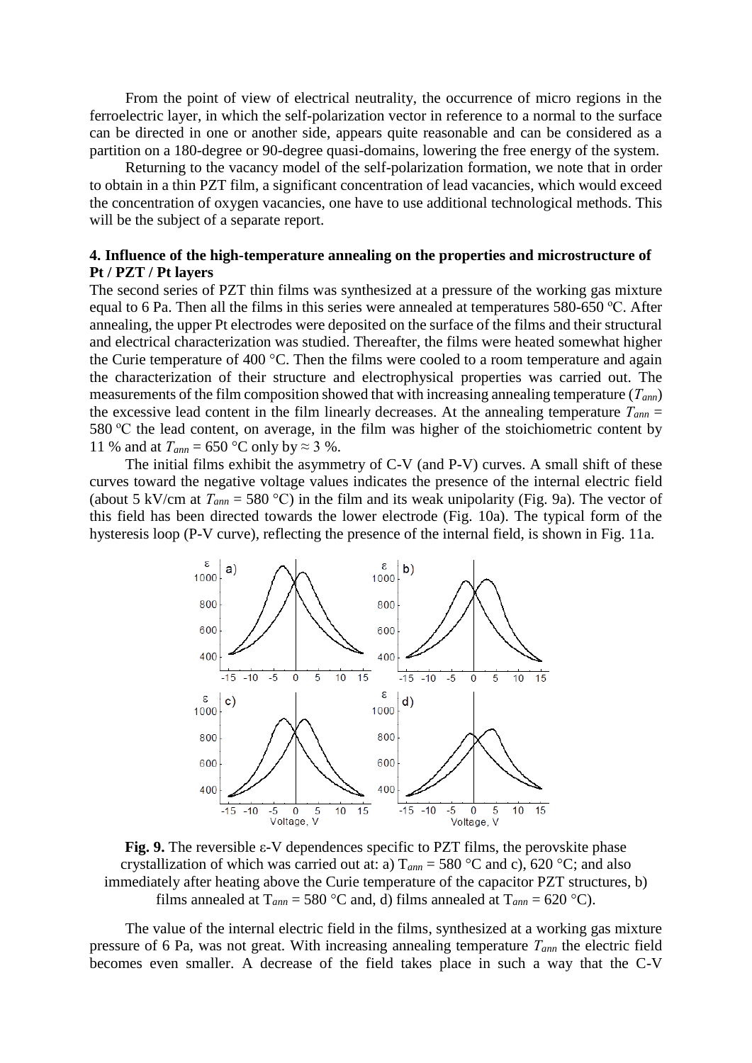From the point of view of electrical neutrality, the occurrence of micro regions in the ferroelectric layer, in which the self-polarization vector in reference to a normal to the surface can be directed in one or another side, appears quite reasonable and can be considered as a partition on a 180-degree or 90-degree quasi-domains, lowering the free energy of the system.

Returning to the vacancy model of the self-polarization formation, we note that in order to obtain in a thin PZT film, a significant concentration of lead vacancies, which would exceed the concentration of oxygen vacancies, one have to use additional technological methods. This will be the subject of a separate report.

## 4. Influence of the high-temperature annealing on the properties and microstructure of Pt / PZT / Pt layers

The second series of PZT thin films was synthesized at a pressure of the working gas mixture equal to 6 Pa. Then all the films in this series were annealed at temperatures 580-650 ºC. After annealing, the upper Pt electrodes were deposited on the surface of the films and their structural and electrical characterization was studied. Thereafter, the films were heated somewhat higher the Curie temperature of 400 °C. Then the films were cooled to a room temperature and again the characterization of their structure and electrophysical properties was carried out. The measurements of the film composition showed that with increasing annealing temperature ($T_{ann}$) the excessive lead content in the film linearly decreases. At the annealing temperature $T_{ann}$ = 580 ºC the lead content, on average, in the film was higher of the stoichiometric content by 11 % and at $T_{ann}$ = 650 °C only by ≈ 3 %.

The initial films exhibit the asymmetry of C-V (and P-V) curves. A small shift of these curves toward the negative voltage values indicates the presence of the internal electric field (about 5 kV/cm at $T_{ann}$ = 580 °C) in the film and its weak unipolarity (Fig. 9a). The vector of this field has been directed towards the lower electrode (Fig. 10a). The typical form of the hysteresis loop (P-V curve), reflecting the presence of the internal field, is shown in Fig. 11a.

**Fig. 9.** The reversible ε-V dependences specific to PZT films, the perovskite phase crystallization of which was carried out at: a) $T_{ann}$ = 580 °C and c), 620 °C; and also immediately after heating above the Curie temperature of the capacitor PZT structures, b) films annealed at $T_{ann}$ = 580 °C and, d) films annealed at $T_{ann}$ = 620 °C).

The value of the internal electric field in the films, synthesized at a working gas mixture pressure of 6 Pa, was not great. With increasing annealing temperature $T_{ann}$ the electric field becomes even smaller. A decrease of the field takes place in such a way that the C-V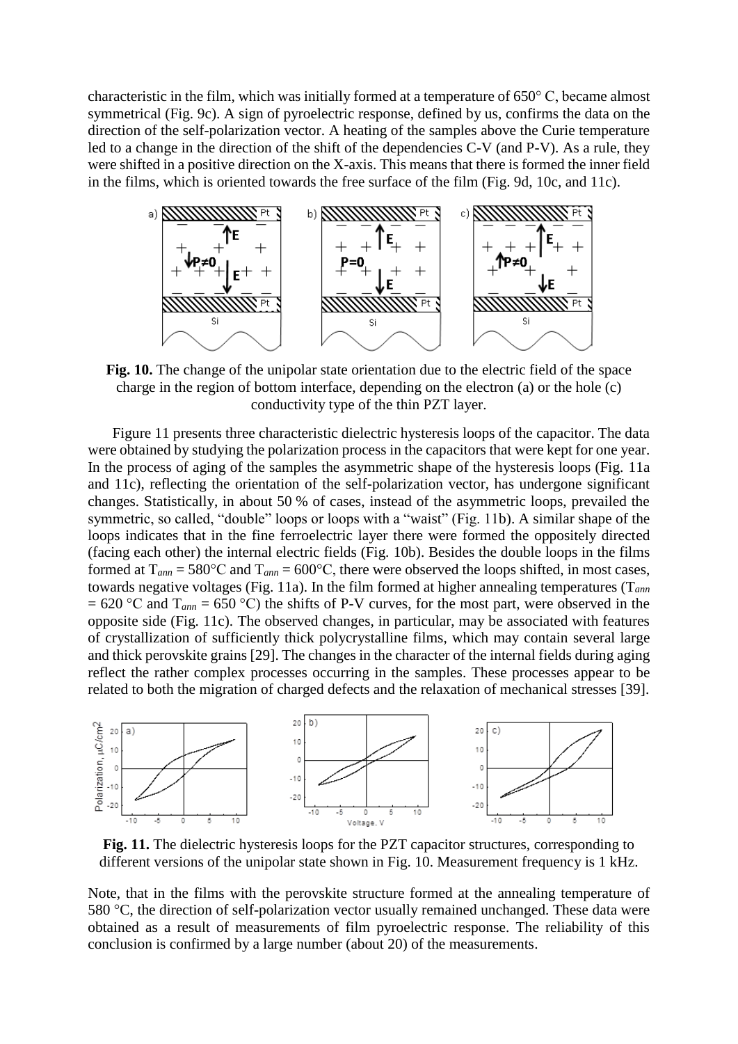characteristic in the film, which was initially formed at a temperature of 650° C, became almost symmetrical (Fig. 9c). A sign of pyroelectric response, defined by us, confirms the data on the direction of the self-polarization vector. A heating of the samples above the Curie temperature led to a change in the direction of the shift of the dependencies C-V (and P-V). As a rule, they were shifted in a positive direction on the X-axis. This means that there is formed the inner field in the films, which is oriented towards the free surface of the film (Fig. 9d, 10c, and 11c).

**Fig. 10.** The change of the unipolar state orientation due to the electric field of the space charge in the region of bottom interface, depending on the electron (a) or the hole (c) conductivity type of the thin PZT layer.

Figure 11 presents three characteristic dielectric hysteresis loops of the capacitor. The data were obtained by studying the polarization process in the capacitors that were kept for one year. In the process of aging of the samples the asymmetric shape of the hysteresis loops (Fig. 11a and 11c), reflecting the orientation of the self-polarization vector, has undergone significant changes. Statistically, in about 50 % of cases, instead of the asymmetric loops, prevailed the symmetric, so called, "double" loops or loops with a "waist" (Fig. 11b). A similar shape of the loops indicates that in the fine ferroelectric layer there were formed the oppositely directed (facing each other) the internal electric fields (Fig. 10b). Besides the double loops in the films formed at $T_{ann}$ = 580°C and $T_{ann}$ = 600°C, there were observed the loops shifted, in most cases, towards negative voltages (Fig. 11a). In the film formed at higher annealing temperatures ($T_{ann}$ = 620 °C and $T_{ann}$ = 650 °C) the shifts of P-V curves, for the most part, were observed in the opposite side (Fig. 11c). The observed changes, in particular, may be associated with features of crystallization of sufficiently thick polycrystalline films, which may contain several large and thick perovskite grains [29]. The changes in the character of the internal fields during aging reflect the rather complex processes occurring in the samples. These processes appear to be related to both the migration of charged defects and the relaxation of mechanical stresses [39].

**Fig. 11.** The dielectric hysteresis loops for the PZT capacitor structures, corresponding to different versions of the unipolar state shown in Fig. 10. Measurement frequency is 1 kHz.

Note, that in the films with the perovskite structure formed at the annealing temperature of 580 °C, the direction of self-polarization vector usually remained unchanged. These data were obtained as a result of measurements of film pyroelectric response. The reliability of this conclusion is confirmed by a large number (about 20) of the measurements.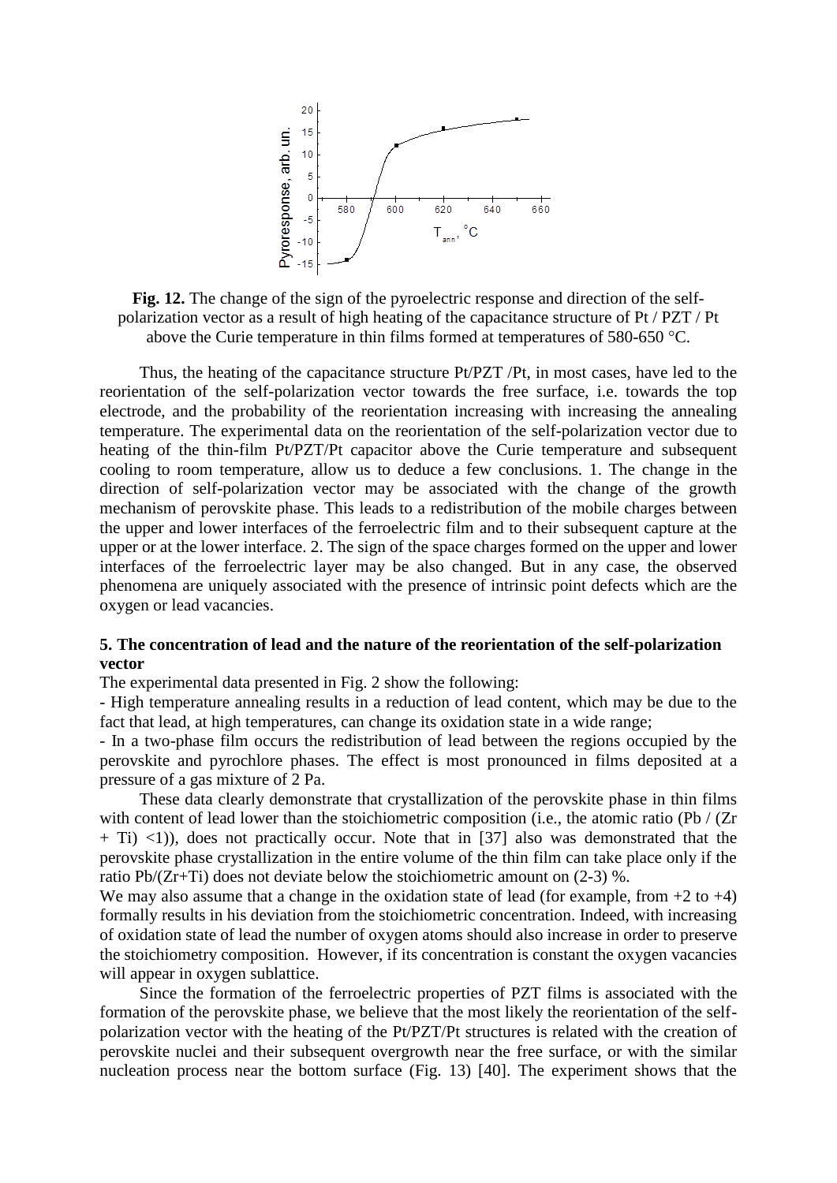**Fig. 12.** The change of the sign of the pyroelectric response and direction of the self-polarization vector as a result of high heating of the capacitance structure of Pt / PZT / Pt above the Curie temperature in thin films formed at temperatures of 580-650 °C.

Thus, the heating of the capacitance structure Pt/PZT /Pt, in most cases, have led to the reorientation of the self-polarization vector towards the free surface, i.e. towards the top electrode, and the probability of the reorientation increasing with increasing the annealing temperature. The experimental data on the reorientation of the self-polarization vector due to heating of the thin-film Pt/PZT/Pt capacitor above the Curie temperature and subsequent cooling to room temperature, allow us to deduce a few conclusions. 1. The change in the direction of self-polarization vector may be associated with the change of the growth mechanism of perovskite phase. This leads to a redistribution of the mobile charges between the upper and lower interfaces of the ferroelectric film and to their subsequent capture at the upper or at the lower interface. 2. The sign of the space charges formed on the upper and lower interfaces of the ferroelectric layer may be also changed. But in any case, the observed phenomena are uniquely associated with the presence of intrinsic point defects which are the oxygen or lead vacancies.

## 5. The concentration of lead and the nature of the reorientation of the self-polarization vector

The experimental data presented in Fig. 2 show the following:

- High temperature annealing results in a reduction of lead content, which may be due to the fact that lead, at high temperatures, can change its oxidation state in a wide range;
- In a two-phase film occurs the redistribution of lead between the regions occupied by the perovskite and pyrochlore phases. The effect is most pronounced in films deposited at a pressure of a gas mixture of 2 Pa.

These data clearly demonstrate that crystallization of the perovskite phase in thin films with content of lead lower than the stoichiometric composition (i.e., the atomic ratio (Pb / (Zr + Ti) <1)), does not practically occur. Note that in [37] also was demonstrated that the perovskite phase crystallization in the entire volume of the thin film can take place only if the ratio Pb/(Zr+Ti) does not deviate below the stoichiometric amount on (2-3) %.

We may also assume that a change in the oxidation state of lead (for example, from +2 to +4) formally results in his deviation from the stoichiometric concentration. Indeed, with increasing of oxidation state of lead the number of oxygen atoms should also increase in order to preserve the stoichiometry composition. However, if its concentration is constant the oxygen vacancies will appear in oxygen sublattice.

Since the formation of the ferroelectric properties of PZT films is associated with the formation of the perovskite phase, we believe that the most likely the reorientation of the self-polarization vector with the heating of the Pt/PZT/Pt structures is related with the creation of perovskite nuclei and their subsequent overgrowth near the free surface, or with the similar nucleation process near the bottom surface (Fig. 13) [40]. The experiment shows that the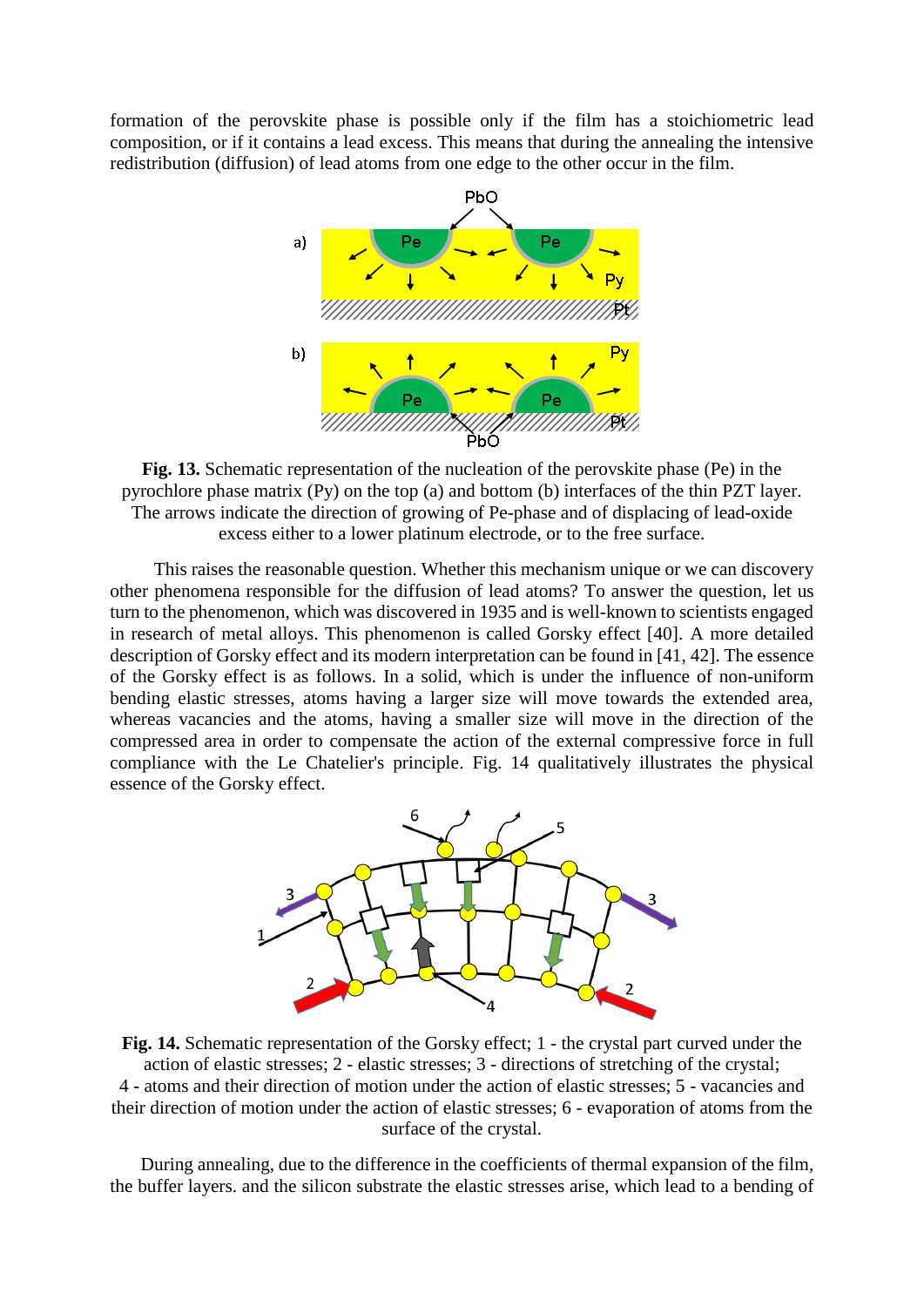formation of the perovskite phase is possible only if the film has a stoichiometric lead composition, or if it contains a lead excess. This means that during the annealing the intensive redistribution (diffusion) of lead atoms from one edge to the other occur in the film.

**Fig. 13.** Schematic representation of the nucleation of the perovskite phase (Pe) in the pyrochlore phase matrix (Py) on the top (a) and bottom (b) interfaces of the thin PZT layer. The arrows indicate the direction of growing of Pe-phase and of displacing of lead-oxide excess either to a lower platinum electrode, or to the free surface.

This raises the reasonable question. Whether this mechanism unique or we can discovery other phenomena responsible for the diffusion of lead atoms? To answer the question, let us turn to the phenomenon, which was discovered in 1935 and is well-known to scientists engaged in research of metal alloys. This phenomenon is called Gorsky effect [40]. A more detailed description of Gorsky effect and its modern interpretation can be found in [41, 42]. The essence of the Gorsky effect is as follows. In a solid, which is under the influence of non-uniform bending elastic stresses, atoms having a larger size will move towards the extended area, whereas vacancies and the atoms, having a smaller size will move in the direction of the compressed area in order to compensate the action of the external compressive force in full compliance with the Le Chatelier's principle. Fig. 14 qualitatively illustrates the physical essence of the Gorsky effect.

**Fig. 14.** Schematic representation of the Gorsky effect; 1 - the crystal part curved under the action of elastic stresses; 2 - elastic stresses; 3 - directions of stretching of the crystal; 4 - atoms and their direction of motion under the action of elastic stresses; 5 - vacancies and their direction of motion under the action of elastic stresses; 6 - evaporation of atoms from the surface of the crystal.

During annealing, due to the difference in the coefficients of thermal expansion of the film, the buffer layers. and the silicon substrate the elastic stresses arise, which lead to a bending of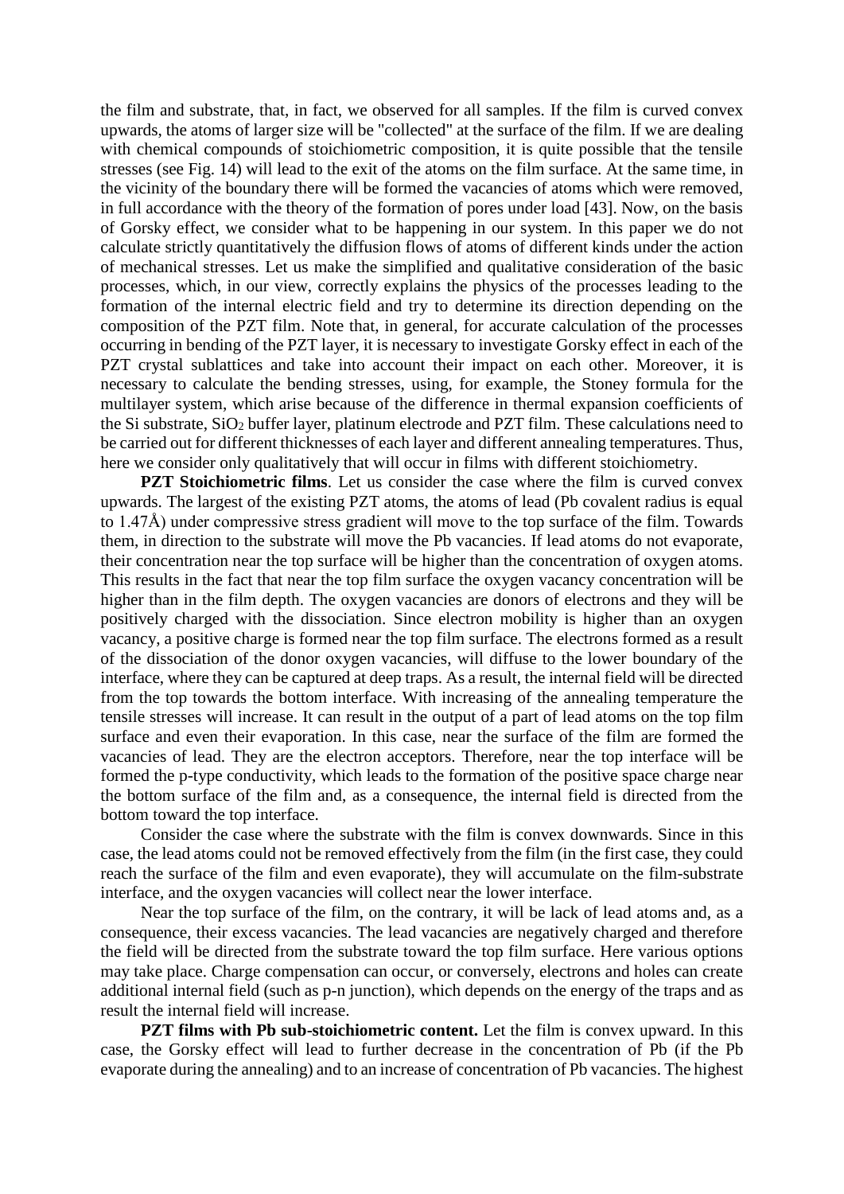the film and substrate, that, in fact, we observed for all samples. If the film is curved convex upwards, the atoms of larger size will be "collected" at the surface of the film. If we are dealing with chemical compounds of stoichiometric composition, it is quite possible that the tensile stresses (see Fig. 14) will lead to the exit of the atoms on the film surface. At the same time, in the vicinity of the boundary there will be formed the vacancies of atoms which were removed, in full accordance with the theory of the formation of pores under load [43]. Now, on the basis of Gorsky effect, we consider what to be happening in our system. In this paper we do not calculate strictly quantitatively the diffusion flows of atoms of different kinds under the action of mechanical stresses. Let us make the simplified and qualitative consideration of the basic processes, which, in our view, correctly explains the physics of the processes leading to the formation of the internal electric field and try to determine its direction depending on the composition of the PZT film. Note that, in general, for accurate calculation of the processes occurring in bending of the PZT layer, it is necessary to investigate Gorsky effect in each of the PZT crystal sublattices and take into account their impact on each other. Moreover, it is necessary to calculate the bending stresses, using, for example, the Stoney formula for the multilayer system, which arise because of the difference in thermal expansion coefficients of the Si substrate, $SiO_2$ buffer layer, platinum electrode and PZT film. These calculations need to be carried out for different thicknesses of each layer and different annealing temperatures. Thus, here we consider only qualitatively that will occur in films with different stoichiometry.

**PZT Stoichiometric films**. Let us consider the case where the film is curved convex upwards. The largest of the existing PZT atoms, the atoms of lead (Pb covalent radius is equal to 1.47Å) under compressive stress gradient will move to the top surface of the film. Towards them, in direction to the substrate will move the Pb vacancies. If lead atoms do not evaporate, their concentration near the top surface will be higher than the concentration of oxygen atoms. This results in the fact that near the top film surface the oxygen vacancy concentration will be higher than in the film depth. The oxygen vacancies are donors of electrons and they will be positively charged with the dissociation. Since electron mobility is higher than an oxygen vacancy, a positive charge is formed near the top film surface. The electrons formed as a result of the dissociation of the donor oxygen vacancies, will diffuse to the lower boundary of the interface, where they can be captured at deep traps. As a result, the internal field will be directed from the top towards the bottom interface. With increasing of the annealing temperature the tensile stresses will increase. It can result in the output of a part of lead atoms on the top film surface and even their evaporation. In this case, near the surface of the film are formed the vacancies of lead. They are the electron acceptors. Therefore, near the top interface will be formed the p-type conductivity, which leads to the formation of the positive space charge near the bottom surface of the film and, as a consequence, the internal field is directed from the bottom toward the top interface.

Consider the case where the substrate with the film is convex downwards. Since in this case, the lead atoms could not be removed effectively from the film (in the first case, they could reach the surface of the film and even evaporate), they will accumulate on the film-substrate interface, and the oxygen vacancies will collect near the lower interface.

Near the top surface of the film, on the contrary, it will be lack of lead atoms and, as a consequence, their excess vacancies. The lead vacancies are negatively charged and therefore the field will be directed from the substrate toward the top film surface. Here various options may take place. Charge compensation can occur, or conversely, electrons and holes can create additional internal field (such as p-n junction), which depends on the energy of the traps and as result the internal field will increase.

**PZT films with Pb sub-stoichiometric content.** Let the film is convex upward. In this case, the Gorsky effect will lead to further decrease in the concentration of Pb (if the Pb evaporate during the annealing) and to an increase of concentration of Pb vacancies. The highest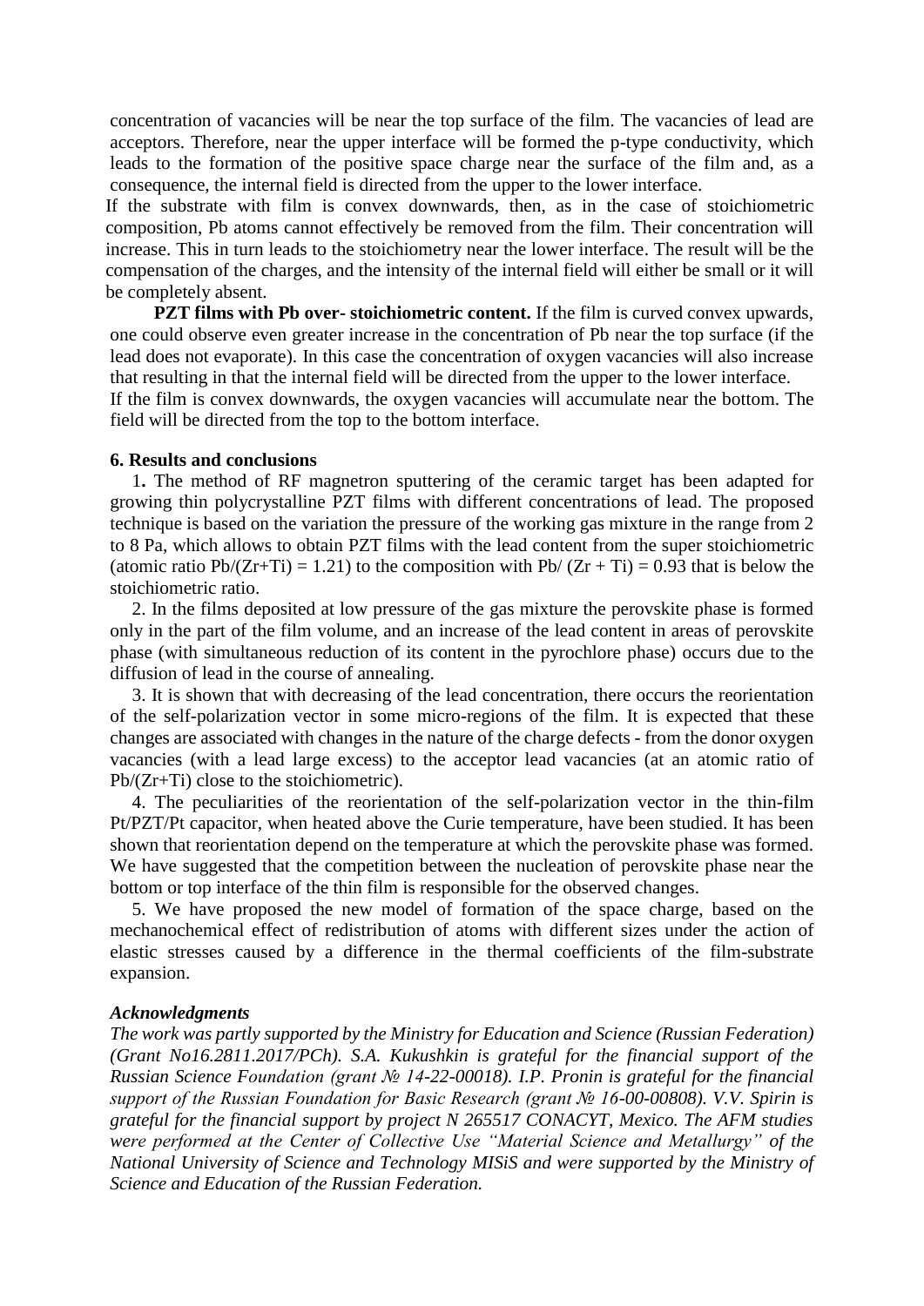concentration of vacancies will be near the top surface of the film. The vacancies of lead are acceptors. Therefore, near the upper interface will be formed the p-type conductivity, which leads to the formation of the positive space charge near the surface of the film and, as a consequence, the internal field is directed from the upper to the lower interface.

If the substrate with film is convex downwards, then, as in the case of stoichiometric composition, Pb atoms cannot effectively be removed from the film. Their concentration will increase. This in turn leads to the stoichiometry near the lower interface. The result will be the compensation of the charges, and the intensity of the internal field will either be small or it will be completely absent.

**PZT films with Pb over- stoichiometric content.** If the film is curved convex upwards, one could observe even greater increase in the concentration of Pb near the top surface (if the lead does not evaporate). In this case the concentration of oxygen vacancies will also increase that resulting in that the internal field will be directed from the upper to the lower interface.

If the film is convex downwards, the oxygen vacancies will accumulate near the bottom. The field will be directed from the top to the bottom interface.

**6. Results and conclusions**

**1.** The method of RF magnetron sputtering of the ceramic target has been adapted for growing thin polycrystalline PZT films with different concentrations of lead. The proposed technique is based on the variation the pressure of the working gas mixture in the range from 2 to 8 Pa, which allows to obtain PZT films with the lead content from the super stoichiometric (atomic ratio Pb/(Zr+Ti) = 1.21) to the composition with Pb/ (Zr + Ti) = 0.93 that is below the stoichiometric ratio.

2. In the films deposited at low pressure of the gas mixture the perovskite phase is formed only in the part of the film volume, and an increase of the lead content in areas of perovskite phase (with simultaneous reduction of its content in the pyrochlore phase) occurs due to the diffusion of lead in the course of annealing.

3. It is shown that with decreasing of the lead concentration, there occurs the reorientation of the self-polarization vector in some micro-regions of the film. It is expected that these changes are associated with changes in the nature of the charge defects - from the donor oxygen vacancies (with a lead large excess) to the acceptor lead vacancies (at an atomic ratio of Pb/(Zr+Ti) close to the stoichiometric).

4. The peculiarities of the reorientation of the self-polarization vector in the thin-film Pt/PZT/Pt capacitor, when heated above the Curie temperature, have been studied. It has been shown that reorientation depend on the temperature at which the perovskite phase was formed. We have suggested that the competition between the nucleation of perovskite phase near the bottom or top interface of the thin film is responsible for the observed changes.

5. We have proposed the new model of formation of the space charge, based on the mechanochemical effect of redistribution of atoms with different sizes under the action of elastic stresses caused by a difference in the thermal coefficients of the film-substrate expansion.

***Acknowledgments***

*The work was partly supported by the Ministry for Education and Science (Russian Federation) (Grant No16.2811.2017/PCh). S.A. Kukushkin is grateful for the financial support of the Russian Science Foundation (grant № 14-22-00018). I.P. Pronin is grateful for the financial support of the Russian Foundation for Basic Research (grant № 16-00-00808). V.V. Spirin is grateful for the financial support by project N 265517 CONACYT, Mexico. The AFM studies were performed at the Center of Collective Use "Material Science and Metallurgy" of the National University of Science and Technology MISiS and were supported by the Ministry of Science and Education of the Russian Federation.*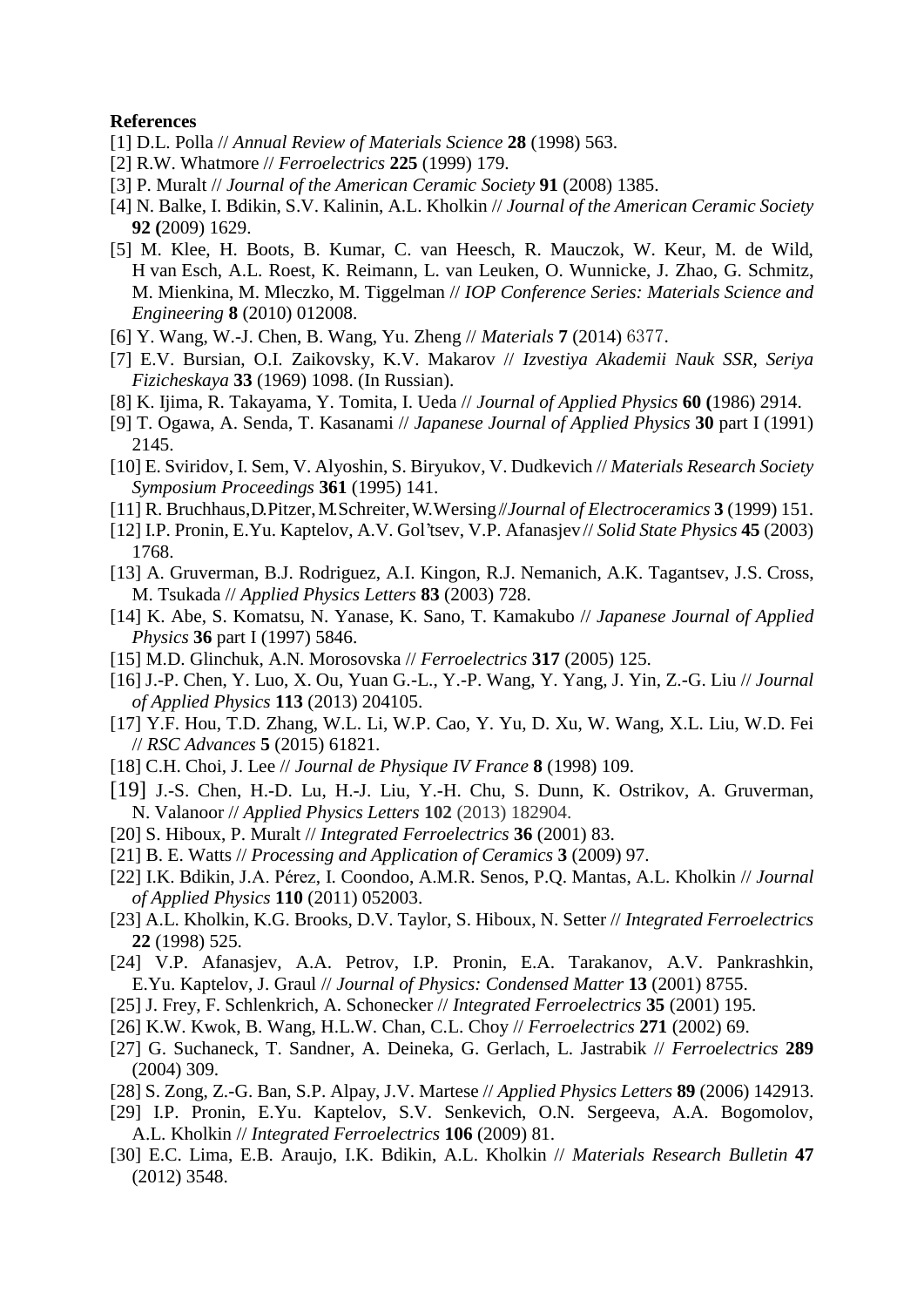**References**

[1] D.L. Polla // *Annual Review of Materials Science* **28** (1998) 563.

[2] R.W. Whatmore // *Ferroelectrics* **225** (1999) 179.

[3] P. Muralt // *Journal of the American Ceramic Society* **91** (2008) 1385.

[4] N. Balke, I. Bdikin, S.V. Kalinin, A.L. Kholkin // *Journal of the American Ceramic Society* **92 (**2009) 1629.

[5] M. Klee, H. Boots, B. Kumar, C. van Heesch, R. Mauczok, W. Keur, M. de Wild, H van Esch, A.L. Roest, K. Reimann, L. van Leuken, O. Wunnicke, J. Zhao, G. Schmitz, M. Mienkina, M. Mleczko, M. Tiggelman // *IOP Conference Series: Materials Science and Engineering* **8** (2010) 012008.

[6] Y. Wang, W.-J. Chen, B. Wang, Yu. Zheng // *Materials* **7** (2014) 6377.

[7] E.V. Bursian, O.I. Zaikovsky, K.V. Makarov // *Izvestiya Akademii Nauk SSR, Seriya Fizicheskaya* **33** (1969) 1098. (In Russian).

[8] K. Ijima, R. Takayama, Y. Tomita, I. Ueda // *Journal of Applied Physics* **60 (**1986) 2914.

[9] T. Ogawa, A. Senda, T. Kasanami // *Japanese Journal of Applied Physics* **30** part I (1991) 2145.

[10] E. Sviridov, I. Sem, V. Alyoshin, S. Biryukov, V. Dudkevich // *Materials Research Society Symposium Proceedings* **361** (1995) 141.

[11] R. Bruchhaus, D.Pitzer, M.Schreiter, W.Wersing // *Journal of Electroceramics* **3** (1999) 151.

[12] I.P. Pronin, E.Yu. Kaptelov, A.V. Gol'tsev, V.P. Afanasjev // *Solid State Physics* **45** (2003) 1768.

[13] A. Gruverman, B.J. Rodriguez, A.I. Kingon, R.J. Nemanich, A.K. Tagantsev, J.S. Cross, M. Tsukada // *Applied Physics Letters* **83** (2003) 728.

[14] K. Abe, S. Komatsu, N. Yanase, K. Sano, T. Kamakubo // *Japanese Journal of Applied Physics* **36** part I (1997) 5846.

[15] M.D. Glinchuk, A.N. Morosovska // *Ferroelectrics* **317** (2005) 125.

[16] J.-P. Chen, Y. Luo, X. Ou, Yuan G.-L., Y.-P. Wang, Y. Yang, J. Yin, Z.-G. Liu // *Journal of Applied Physics* **113** (2013) 204105.

[17] Y.F. Hou, T.D. Zhang, W.L. Li, W.P. Cao, Y. Yu, D. Xu, W. Wang, X.L. Liu, W.D. Fei // *RSC Advances* **5** (2015) 61821.

[18] C.H. Choi, J. Lee // *Journal de Physique IV France* **8** (1998) 109.

[19] J.-S. Chen, H.-D. Lu, H.-J. Liu, Y.-H. Chu, S. Dunn, K. Ostrikov, A. Gruverman, N. Valanoor // *Applied Physics Letters* **102** (2013) 182904.

[20] S. Hiboux, P. Muralt // *Integrated Ferroelectrics* **36** (2001) 83.

[21] B. E. Watts // *Processing and Application of Ceramics* **3** (2009) 97.

[22] I.K. Bdikin, J.A. Pérez, I. Coondoo, A.M.R. Senos, P.Q. Mantas, A.L. Kholkin // *Journal of Applied Physics* **110** (2011) 052003.

[23] A.L. Kholkin, K.G. Brooks, D.V. Taylor, S. Hiboux, N. Setter // *Integrated Ferroelectrics* **22** (1998) 525.

[24] V.P. Afanasjev, A.A. Petrov, I.P. Pronin, E.A. Tarakanov, A.V. Pankrashkin, E.Yu. Kaptelov, J. Graul // *Journal of Physics: Condensed Matter* **13** (2001) 8755.

[25] J. Frey, F. Schlenkrich, A. Schonecker // *Integrated Ferroelectrics* **35** (2001) 195.

[26] K.W. Kwok, B. Wang, H.L.W. Chan, C.L. Choy // *Ferroelectrics* **271** (2002) 69.

[27] G. Suchaneck, T. Sandner, A. Deineka, G. Gerlach, L. Jastrabik // *Ferroelectrics* **289** (2004) 309.

[28] S. Zong, Z.-G. Ban, S.P. Alpay, J.V. Martese // *Applied Physics Letters* **89** (2006) 142913.

[29] I.P. Pronin, E.Yu. Kaptelov, S.V. Senkevich, O.N. Sergeeva, A.A. Bogomolov, A.L. Kholkin // *Integrated Ferroelectrics* **106** (2009) 81.

[30] E.C. Lima, E.B. Araujo, I.K. Bdikin, A.L. Kholkin // *Materials Research Bulletin* **47** (2012) 3548.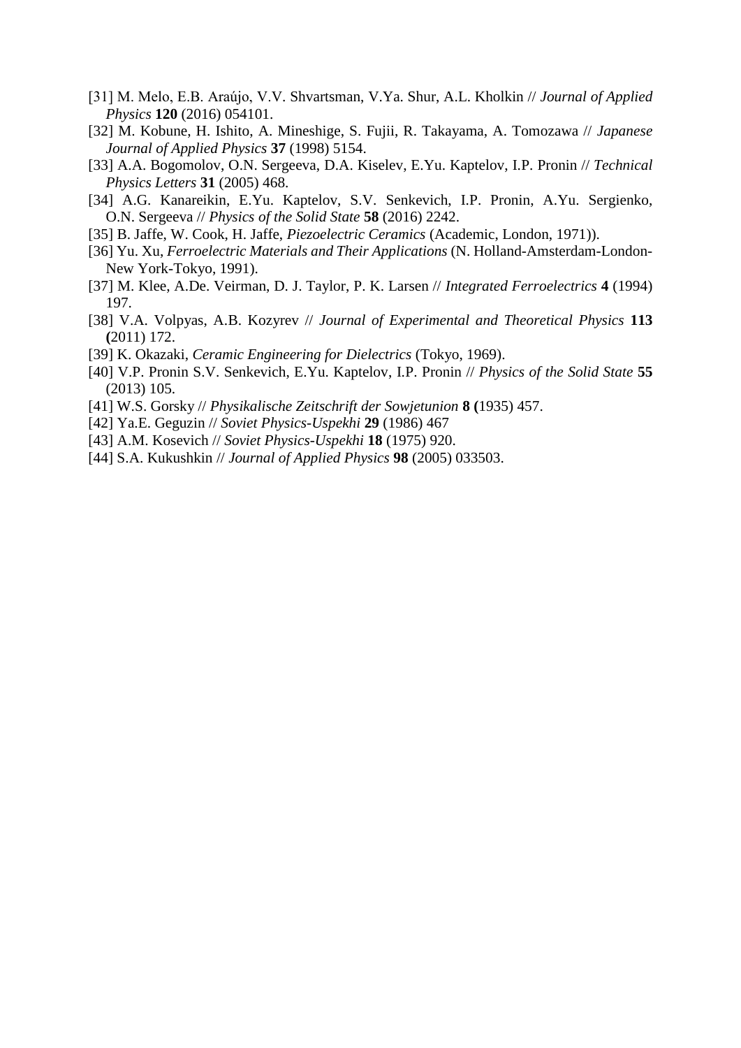[31] M. Melo, E.B. Araújo, V.V. Shvartsman, V.Ya. Shur, A.L. Kholkin // *Journal of Applied Physics* **120** (2016) 054101.

[32] M. Kobune, H. Ishito, A. Mineshige, S. Fujii, R. Takayama, A. Tomozawa // *Japanese Journal of Applied Physics* **37** (1998) 5154.

[33] A.A. Bogomolov, O.N. Sergeeva, D.A. Kiselev, E.Yu. Kaptelov, I.P. Pronin // *Technical Physics Letters* **31** (2005) 468.

[34] A.G. Kanareikin, E.Yu. Kaptelov, S.V. Senkevich, I.P. Pronin, A.Yu. Sergienko, O.N. Sergeeva // *Physics of the Solid State* **58** (2016) 2242.

[35] B. Jaffe, W. Cook, H. Jaffe, *Piezoelectric Ceramics* (Academic, London, 1971)).

[36] Yu. Xu, *Ferroelectric Materials and Their Applications* (N. Holland-Amsterdam-London-New York-Tokyo, 1991).

[37] M. Klee, A.De. Veirman, D. J. Taylor, P. K. Larsen // *Integrated Ferroelectrics* **4** (1994) 197.

[38] V.A. Volpyas, A.B. Kozyrev // *Journal of Experimental and Theoretical Physics* **113 (**2011) 172.

[39] K. Okazaki, *Ceramic Engineering for Dielectrics* (Tokyo, 1969).

[40] V.P. Pronin S.V. Senkevich, E.Yu. Kaptelov, I.P. Pronin // *Physics of the Solid State* **55** (2013) 105.

[41] W.S. Gorsky // *Physikalische Zeitschrift der Sowjetunion* **8 (**1935) 457.

[42] Ya.E. Geguzin // *Soviet Physics-Uspekhi* **29** (1986) 467

[43] A.M. Kosevich // *Soviet Physics-Uspekhi* **18** (1975) 920.

[44] S.A. Kukushkin // *Journal of Applied Physics* **98** (2005) 033503.